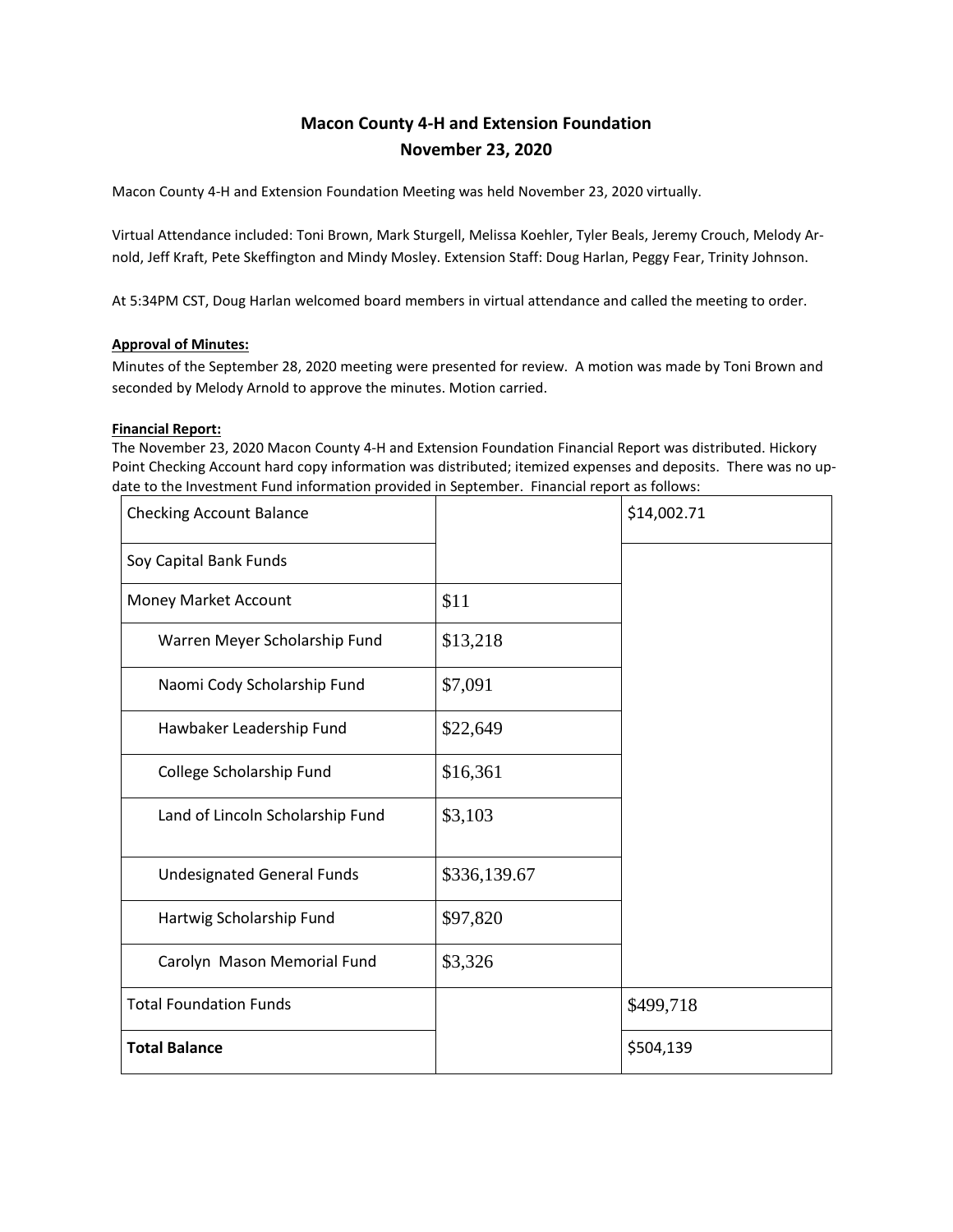# Macon County 4-H and Extension Foundation
## November 23, 2020

Macon County 4-H and Extension Foundation Meeting was held November 23, 2020 virtually.

Virtual Attendance included: Toni Brown, Mark Sturgell, Melissa Koehler, Tyler Beals, Jeremy Crouch, Melody Arnold, Jeff Kraft, Pete Skeffington and Mindy Mosley. Extension Staff: Doug Harlan, Peggy Fear, Trinity Johnson.

At 5:34PM CST, Doug Harlan welcomed board members in virtual attendance and called the meeting to order.

**Approval of Minutes:**
Minutes of the September 28, 2020 meeting were presented for review. A motion was made by Toni Brown and seconded by Melody Arnold to approve the minutes. Motion carried.

**Financial Report:**
The November 23, 2020 Macon County 4-H and Extension Foundation Financial Report was distributed. Hickory Point Checking Account hard copy information was distributed; itemized expenses and deposits. There was no update to the Investment Fund information provided in September. Financial report as follows:

| | | |
|---|---|---|
| Checking Account Balance | | $14,002.71 |
| Soy Capital Bank Funds | | |
| Money Market Account | $11 | |
| Warren Meyer Scholarship Fund | $13,218 | |
| Naomi Cody Scholarship Fund | $7,091 | |
| Hawbaker Leadership Fund | $22,649 | |
| College Scholarship Fund | $16,361 | |
| Land of Lincoln Scholarship Fund | $3,103 | |
| Undesignated General Funds | $336,139.67 | |
| Hartwig Scholarship Fund | $97,820 | |
| Carolyn Mason Memorial Fund | $3,326 | |
| Total Foundation Funds | | $499,718 |
| **Total Balance** | | $504,139 |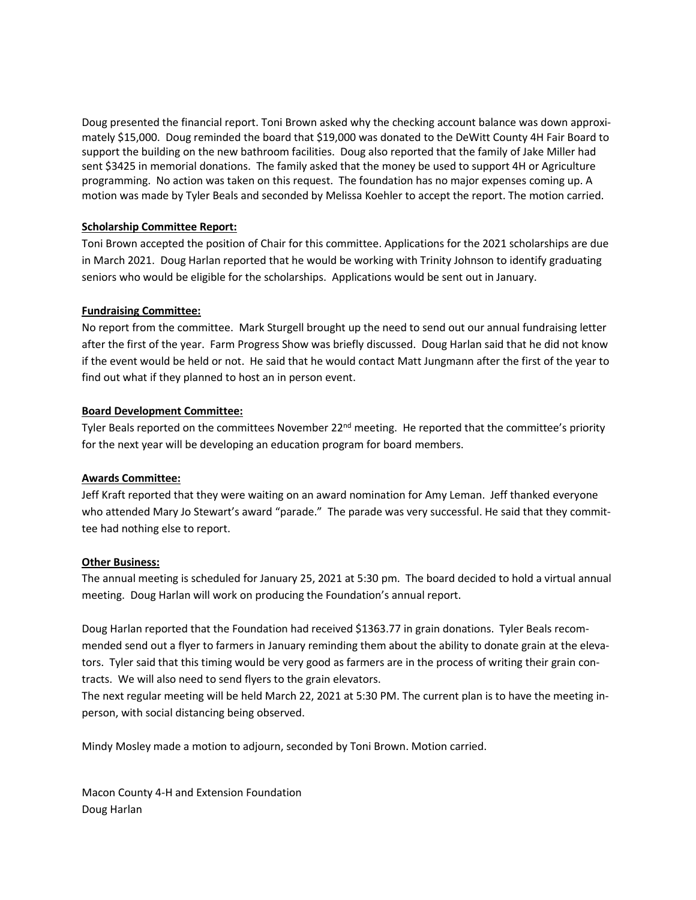Doug presented the financial report. Toni Brown asked why the checking account balance was down approximately \$15,000. Doug reminded the board that \$19,000 was donated to the DeWitt County 4H Fair Board to support the building on the new bathroom facilities. Doug also reported that the family of Jake Miller had sent \$3425 in memorial donations. The family asked that the money be used to support 4H or Agriculture programming. No action was taken on this request. The foundation has no major expenses coming up. A motion was made by Tyler Beals and seconded by Melissa Koehler to accept the report. The motion carried.

**Scholarship Committee Report:**

Toni Brown accepted the position of Chair for this committee. Applications for the 2021 scholarships are due in March 2021. Doug Harlan reported that he would be working with Trinity Johnson to identify graduating seniors who would be eligible for the scholarships. Applications would be sent out in January.

**Fundraising Committee:**

No report from the committee. Mark Sturgell brought up the need to send out our annual fundraising letter after the first of the year. Farm Progress Show was briefly discussed. Doug Harlan said that he did not know if the event would be held or not. He said that he would contact Matt Jungmann after the first of the year to find out what if they planned to host an in person event.

**Board Development Committee:**

Tyler Beals reported on the committees November 22nd meeting. He reported that the committee's priority for the next year will be developing an education program for board members.

**Awards Committee:**

Jeff Kraft reported that they were waiting on an award nomination for Amy Leman. Jeff thanked everyone who attended Mary Jo Stewart's award "parade." The parade was very successful. He said that they committee had nothing else to report.

**Other Business:**

The annual meeting is scheduled for January 25, 2021 at 5:30 pm. The board decided to hold a virtual annual meeting. Doug Harlan will work on producing the Foundation's annual report.

Doug Harlan reported that the Foundation had received \$1363.77 in grain donations. Tyler Beals recommended send out a flyer to farmers in January reminding them about the ability to donate grain at the elevators. Tyler said that this timing would be very good as farmers are in the process of writing their grain contracts. We will also need to send flyers to the grain elevators.

The next regular meeting will be held March 22, 2021 at 5:30 PM. The current plan is to have the meeting in-person, with social distancing being observed.

Mindy Mosley made a motion to adjourn, seconded by Toni Brown. Motion carried.

Macon County 4-H and Extension Foundation
Doug Harlan